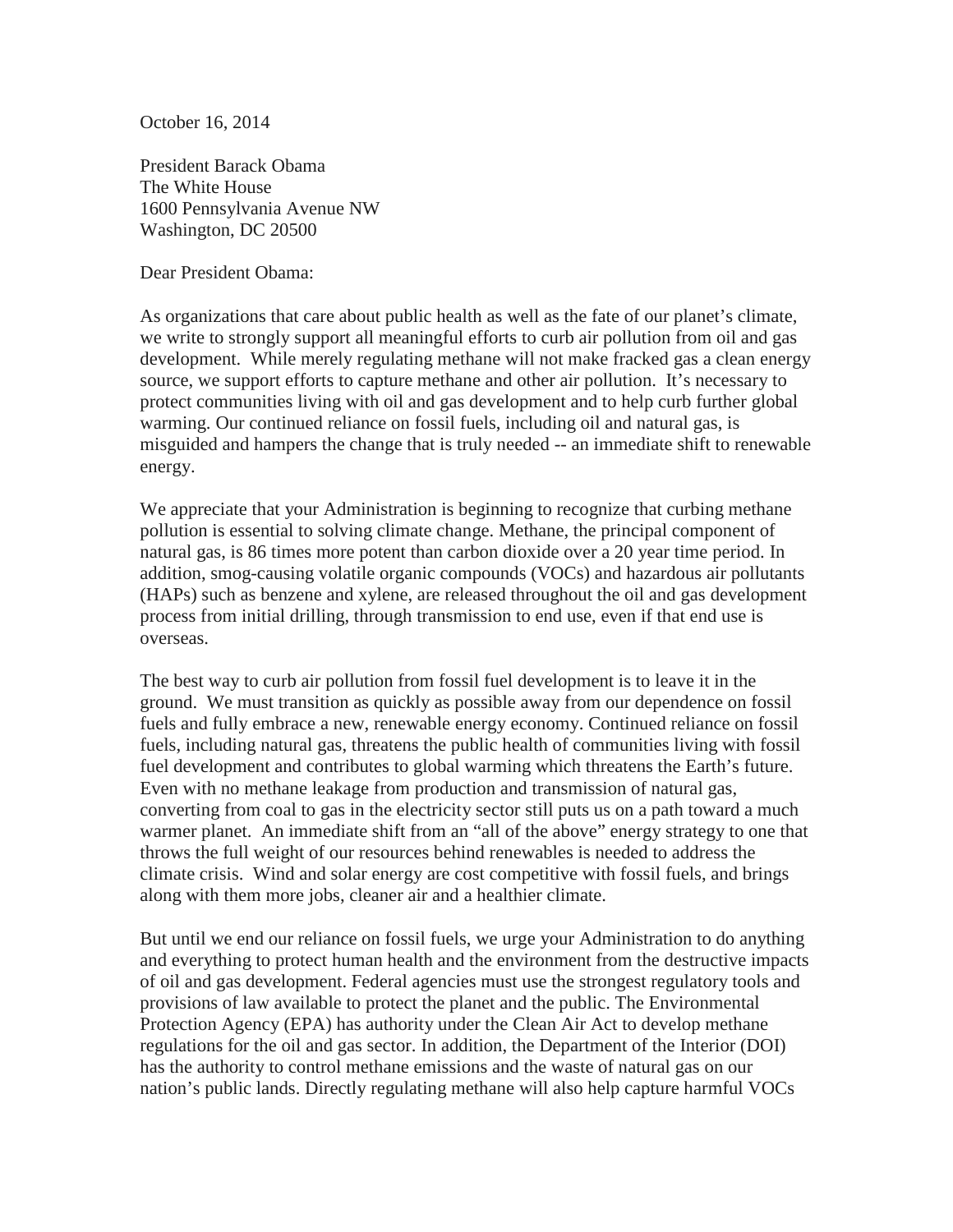October 16, 2014

President Barack Obama  
The White House  
1600 Pennsylvania Avenue NW  
Washington, DC 20500

Dear President Obama:

As organizations that care about public health as well as the fate of our planet's climate, we write to strongly support all meaningful efforts to curb air pollution from oil and gas development. While merely regulating methane will not make fracked gas a clean energy source, we support efforts to capture methane and other air pollution. It's necessary to protect communities living with oil and gas development and to help curb further global warming. Our continued reliance on fossil fuels, including oil and natural gas, is misguided and hampers the change that is truly needed -- an immediate shift to renewable energy.

We appreciate that your Administration is beginning to recognize that curbing methane pollution is essential to solving climate change. Methane, the principal component of natural gas, is 86 times more potent than carbon dioxide over a 20 year time period. In addition, smog-causing volatile organic compounds (VOCs) and hazardous air pollutants (HAPs) such as benzene and xylene, are released throughout the oil and gas development process from initial drilling, through transmission to end use, even if that end use is overseas.

The best way to curb air pollution from fossil fuel development is to leave it in the ground. We must transition as quickly as possible away from our dependence on fossil fuels and fully embrace a new, renewable energy economy. Continued reliance on fossil fuels, including natural gas, threatens the public health of communities living with fossil fuel development and contributes to global warming which threatens the Earth's future. Even with no methane leakage from production and transmission of natural gas, converting from coal to gas in the electricity sector still puts us on a path toward a much warmer planet. An immediate shift from an "all of the above" energy strategy to one that throws the full weight of our resources behind renewables is needed to address the climate crisis. Wind and solar energy are cost competitive with fossil fuels, and brings along with them more jobs, cleaner air and a healthier climate.

But until we end our reliance on fossil fuels, we urge your Administration to do anything and everything to protect human health and the environment from the destructive impacts of oil and gas development. Federal agencies must use the strongest regulatory tools and provisions of law available to protect the planet and the public. The Environmental Protection Agency (EPA) has authority under the Clean Air Act to develop methane regulations for the oil and gas sector. In addition, the Department of the Interior (DOI) has the authority to control methane emissions and the waste of natural gas on our nation's public lands. Directly regulating methane will also help capture harmful VOCs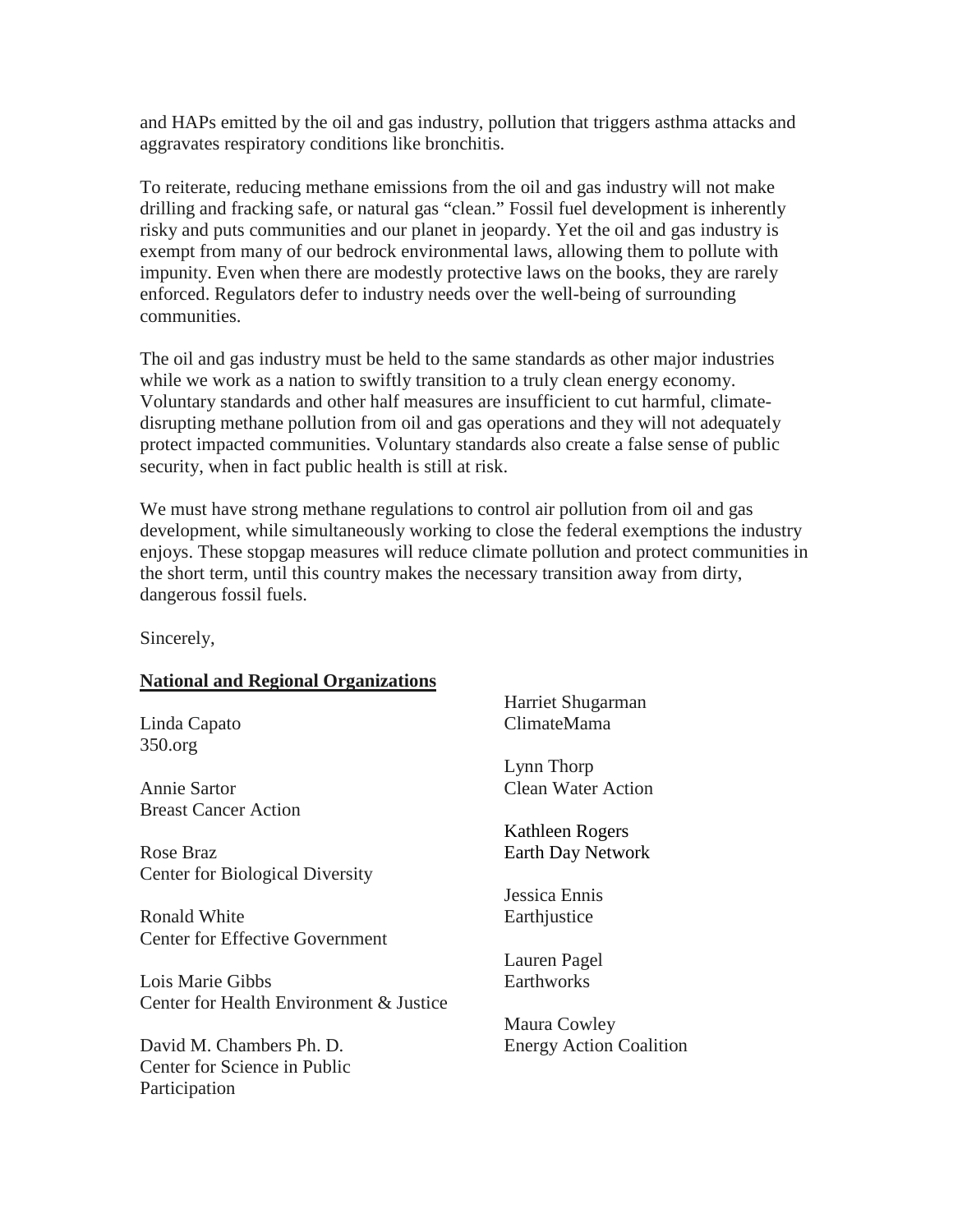and HAPs emitted by the oil and gas industry, pollution that triggers asthma attacks and aggravates respiratory conditions like bronchitis.

To reiterate, reducing methane emissions from the oil and gas industry will not make drilling and fracking safe, or natural gas "clean." Fossil fuel development is inherently risky and puts communities and our planet in jeopardy. Yet the oil and gas industry is exempt from many of our bedrock environmental laws, allowing them to pollute with impunity. Even when there are modestly protective laws on the books, they are rarely enforced. Regulators defer to industry needs over the well-being of surrounding communities.

The oil and gas industry must be held to the same standards as other major industries while we work as a nation to swiftly transition to a truly clean energy economy. Voluntary standards and other half measures are insufficient to cut harmful, climate-disrupting methane pollution from oil and gas operations and they will not adequately protect impacted communities. Voluntary standards also create a false sense of public security, when in fact public health is still at risk.

We must have strong methane regulations to control air pollution from oil and gas development, while simultaneously working to close the federal exemptions the industry enjoys. These stopgap measures will reduce climate pollution and protect communities in the short term, until this country makes the necessary transition away from dirty, dangerous fossil fuels.

Sincerely,

**National and Regional Organizations**

Linda Capato
350.org

Annie Sartor
Breast Cancer Action

Rose Braz
Center for Biological Diversity

Ronald White
Center for Effective Government

Lois Marie Gibbs
Center for Health Environment & Justice

David M. Chambers Ph. D.
Center for Science in Public Participation

Harriet Shugarman
ClimateMama

Lynn Thorp
Clean Water Action

Kathleen Rogers
Earth Day Network

Jessica Ennis
Earthjustice

Lauren Pagel
Earthworks

Maura Cowley
Energy Action Coalition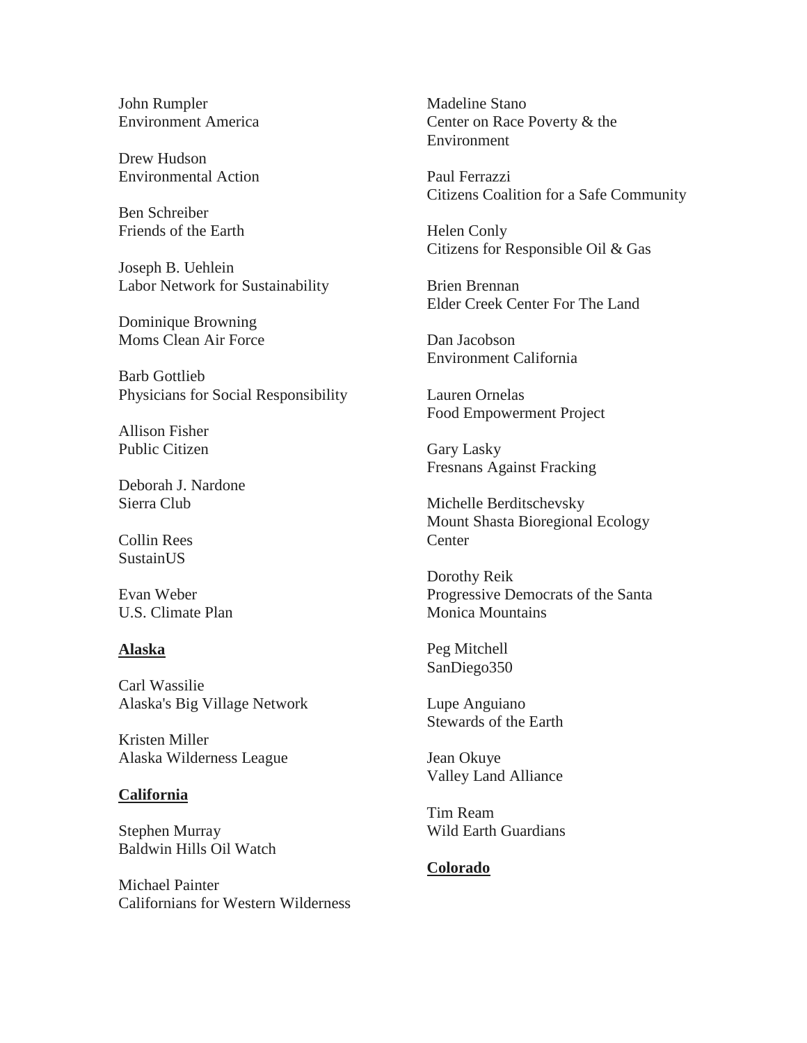John Rumpler
Environment America

Drew Hudson
Environmental Action

Ben Schreiber
Friends of the Earth

Joseph B. Uehlein
Labor Network for Sustainability

Dominique Browning
Moms Clean Air Force

Barb Gottlieb
Physicians for Social Responsibility

Allison Fisher
Public Citizen

Deborah J. Nardone
Sierra Club

Collin Rees
SustainUS

Evan Weber
U.S. Climate Plan

**Alaska**

Carl Wassilie
Alaska's Big Village Network

Kristen Miller
Alaska Wilderness League

**California**

Stephen Murray
Baldwin Hills Oil Watch

Michael Painter
Californians for Western Wilderness

Madeline Stano
Center on Race Poverty & the Environment

Paul Ferrazzi
Citizens Coalition for a Safe Community

Helen Conly
Citizens for Responsible Oil & Gas

Brien Brennan
Elder Creek Center For The Land

Dan Jacobson
Environment California

Lauren Ornelas
Food Empowerment Project

Gary Lasky
Fresnans Against Fracking

Michelle Berditschevsky
Mount Shasta Bioregional Ecology Center

Dorothy Reik
Progressive Democrats of the Santa Monica Mountains

Peg Mitchell
SanDiego350

Lupe Anguiano
Stewards of the Earth

Jean Okuye
Valley Land Alliance

Tim Ream
Wild Earth Guardians

**Colorado**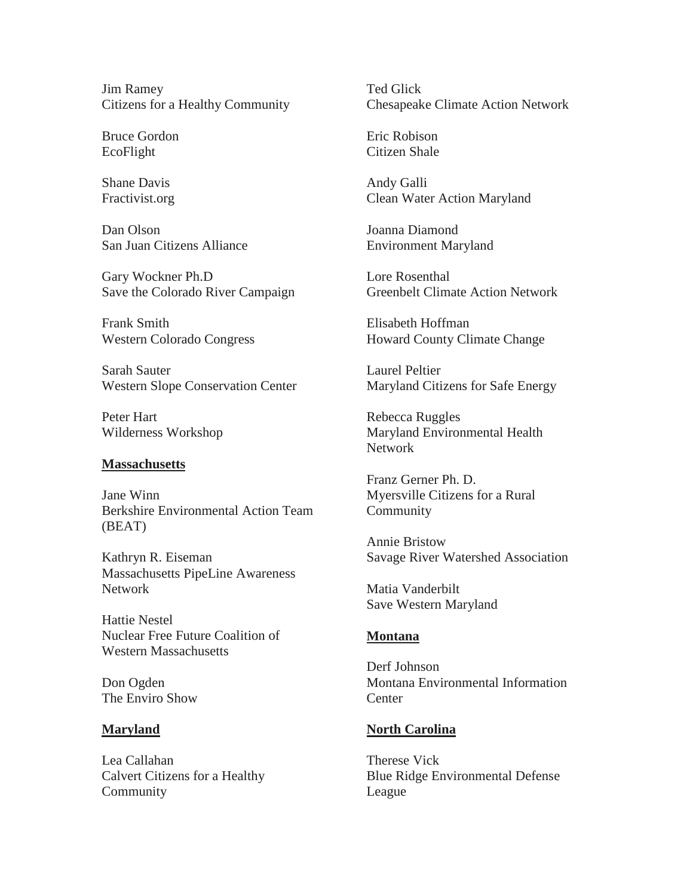Jim Ramey
Citizens for a Healthy Community

Bruce Gordon
EcoFlight

Shane Davis
Fractivist.org

Dan Olson
San Juan Citizens Alliance

Gary Wockner Ph.D
Save the Colorado River Campaign

Frank Smith
Western Colorado Congress

Sarah Sauter
Western Slope Conservation Center

Peter Hart
Wilderness Workshop

**Massachusetts**

Jane Winn
Berkshire Environmental Action Team (BEAT)

Kathryn R. Eiseman
Massachusetts PipeLine Awareness Network

Hattie Nestel
Nuclear Free Future Coalition of Western Massachusetts

Don Ogden
The Enviro Show

**Maryland**

Lea Callahan
Calvert Citizens for a Healthy Community

Ted Glick
Chesapeake Climate Action Network

Eric Robison
Citizen Shale

Andy Galli
Clean Water Action Maryland

Joanna Diamond
Environment Maryland

Lore Rosenthal
Greenbelt Climate Action Network

Elisabeth Hoffman
Howard County Climate Change

Laurel Peltier
Maryland Citizens for Safe Energy

Rebecca Ruggles
Maryland Environmental Health Network

Franz Gerner Ph. D.
Myersville Citizens for a Rural Community

Annie Bristow
Savage River Watershed Association

Matia Vanderbilt
Save Western Maryland

**Montana**

Derf Johnson
Montana Environmental Information Center

**North Carolina**

Therese Vick
Blue Ridge Environmental Defense League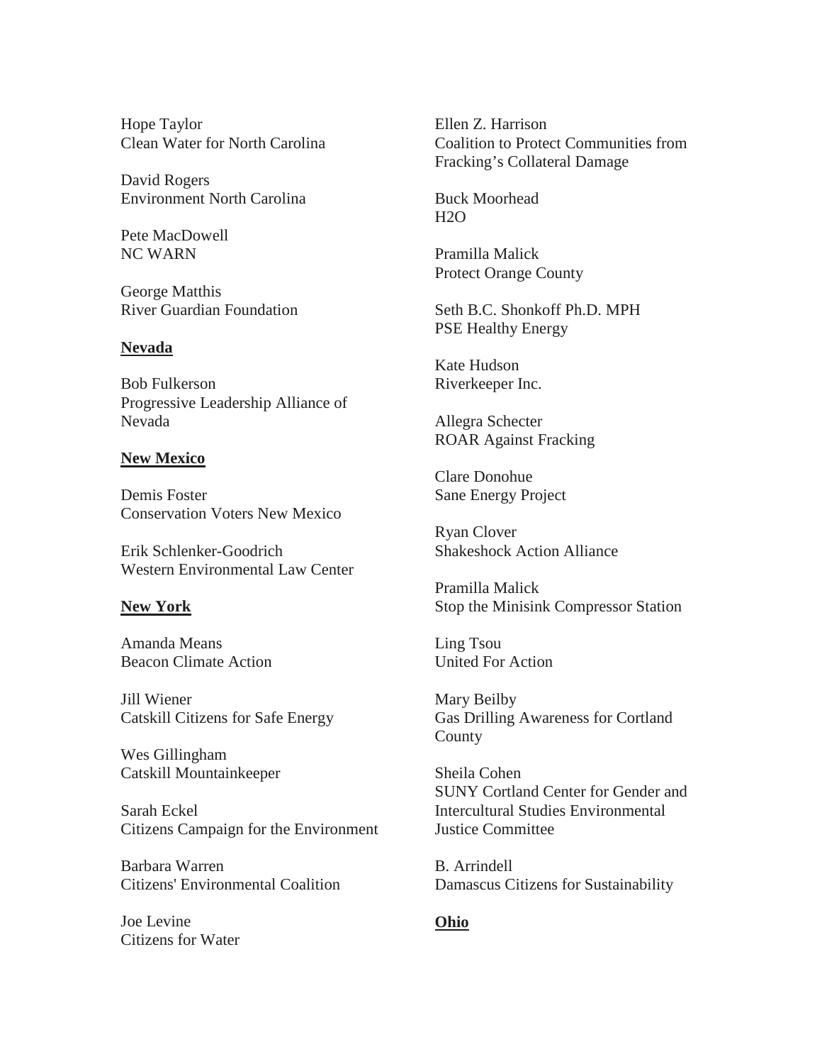Hope Taylor
Clean Water for North Carolina

David Rogers
Environment North Carolina

Pete MacDowell
NC WARN

George Matthis
River Guardian Foundation

**Nevada**

Bob Fulkerson
Progressive Leadership Alliance of Nevada

**New Mexico**

Demis Foster
Conservation Voters New Mexico

Erik Schlenker-Goodrich
Western Environmental Law Center

**New York**

Amanda Means
Beacon Climate Action

Jill Wiener
Catskill Citizens for Safe Energy

Wes Gillingham
Catskill Mountainkeeper

Sarah Eckel
Citizens Campaign for the Environment

Barbara Warren
Citizens' Environmental Coalition

Joe Levine
Citizens for Water

Ellen Z. Harrison
Coalition to Protect Communities from Fracking's Collateral Damage

Buck Moorhead
H2O

Pramilla Malick
Protect Orange County

Seth B.C. Shonkoff Ph.D. MPH
PSE Healthy Energy

Kate Hudson
Riverkeeper Inc.

Allegra Schecter
ROAR Against Fracking

Clare Donohue
Sane Energy Project

Ryan Clover
Shakeshock Action Alliance

Pramilla Malick
Stop the Minisink Compressor Station

Ling Tsou
United For Action

Mary Beilby
Gas Drilling Awareness for Cortland County

Sheila Cohen
SUNY Cortland Center for Gender and Intercultural Studies Environmental Justice Committee

B. Arrindell
Damascus Citizens for Sustainability

**Ohio**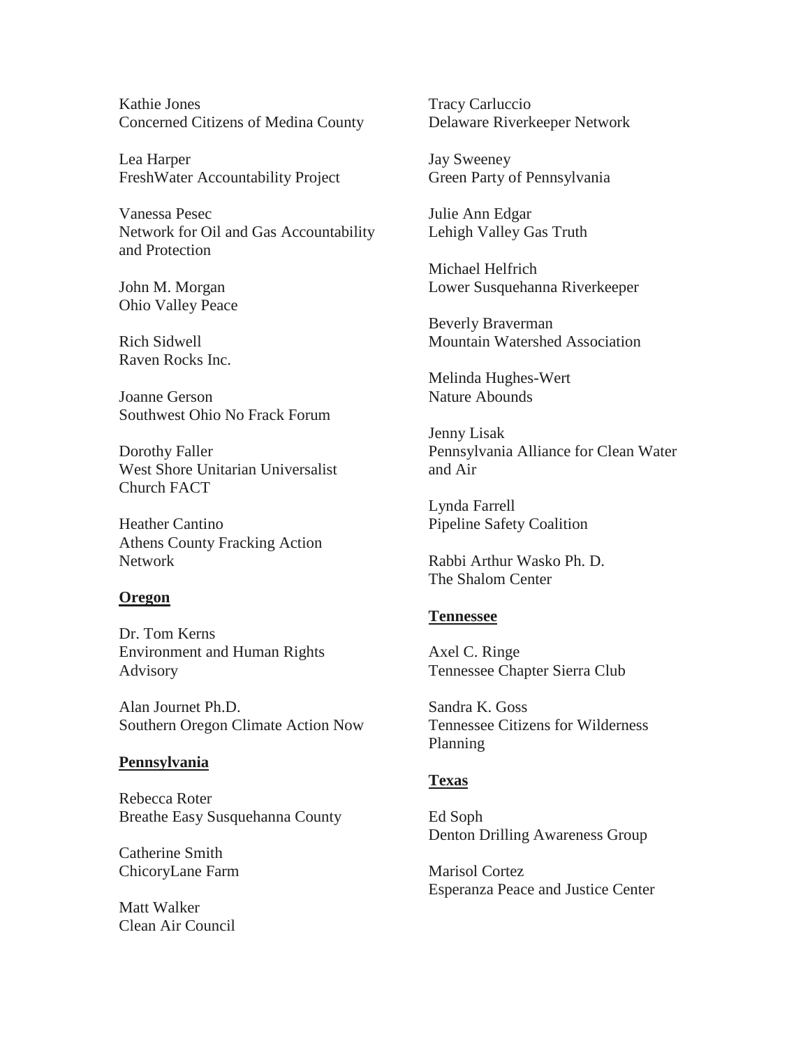Kathie Jones
Concerned Citizens of Medina County

Lea Harper
FreshWater Accountability Project

Vanessa Pesec
Network for Oil and Gas Accountability and Protection

John M. Morgan
Ohio Valley Peace

Rich Sidwell
Raven Rocks Inc.

Joanne Gerson
Southwest Ohio No Frack Forum

Dorothy Faller
West Shore Unitarian Universalist Church FACT

Heather Cantino
Athens County Fracking Action Network

**Oregon**

Dr. Tom Kerns
Environment and Human Rights Advisory

Alan Journet Ph.D.
Southern Oregon Climate Action Now

**Pennsylvania**

Rebecca Roter
Breathe Easy Susquehanna County

Catherine Smith
ChicoryLane Farm

Matt Walker
Clean Air Council

Tracy Carluccio
Delaware Riverkeeper Network

Jay Sweeney
Green Party of Pennsylvania

Julie Ann Edgar
Lehigh Valley Gas Truth

Michael Helfrich
Lower Susquehanna Riverkeeper

Beverly Braverman
Mountain Watershed Association

Melinda Hughes-Wert
Nature Abounds

Jenny Lisak
Pennsylvania Alliance for Clean Water and Air

Lynda Farrell
Pipeline Safety Coalition

Rabbi Arthur Wasko Ph. D.
The Shalom Center

**Tennessee**

Axel C. Ringe
Tennessee Chapter Sierra Club

Sandra K. Goss
Tennessee Citizens for Wilderness Planning

**Texas**

Ed Soph
Denton Drilling Awareness Group

Marisol Cortez
Esperanza Peace and Justice Center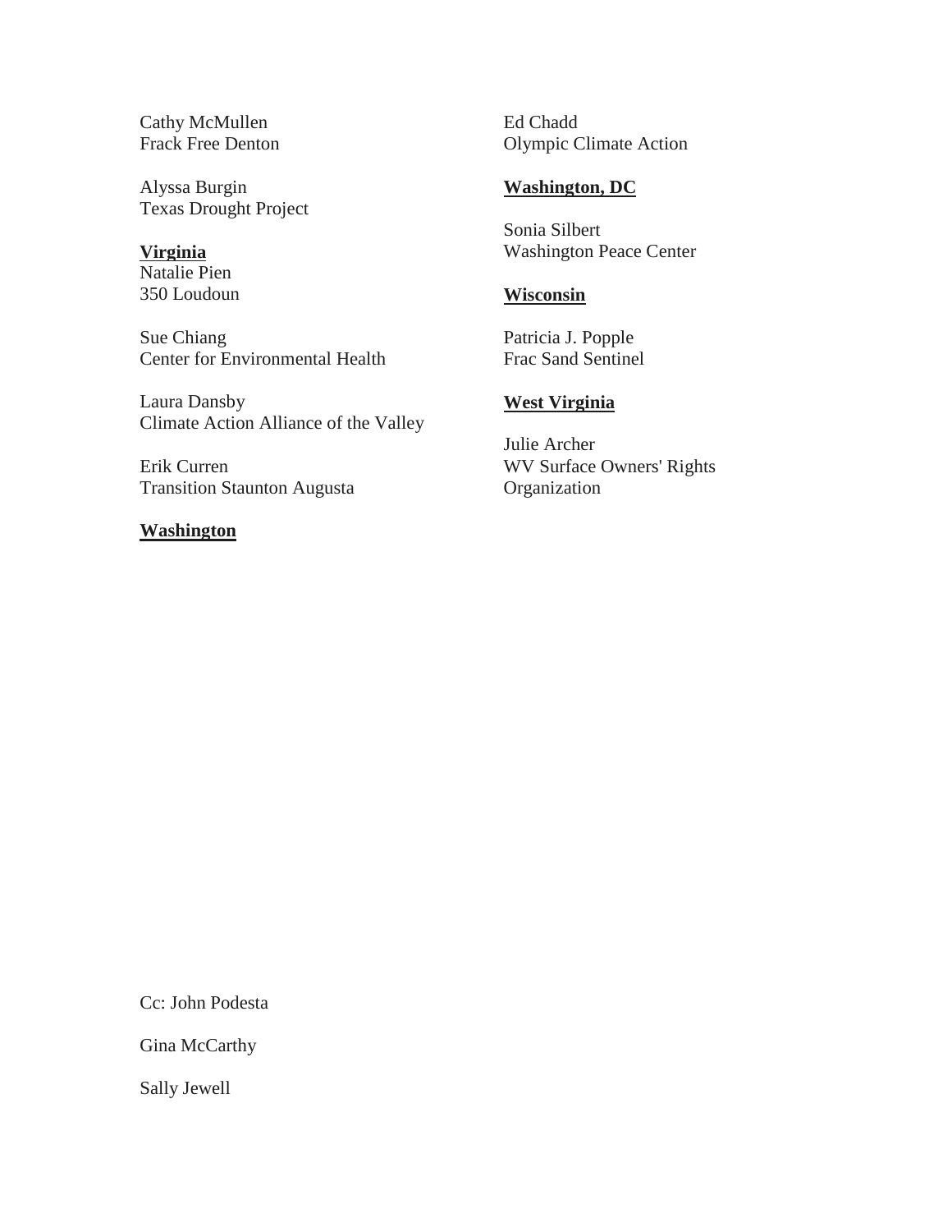Cathy McMullen
Frack Free Denton

Alyssa Burgin
Texas Drought Project

**Virginia**

Natalie Pien
350 Loudoun

Sue Chiang
Center for Environmental Health

Laura Dansby
Climate Action Alliance of the Valley

Erik Curren
Transition Staunton Augusta

**Washington**

Ed Chadd
Olympic Climate Action

**Washington, DC**

Sonia Silbert
Washington Peace Center

**Wisconsin**

Patricia J. Popple
Frac Sand Sentinel

**West Virginia**

Julie Archer
WV Surface Owners' Rights Organization

Cc: John Podesta

Gina McCarthy

Sally Jewell